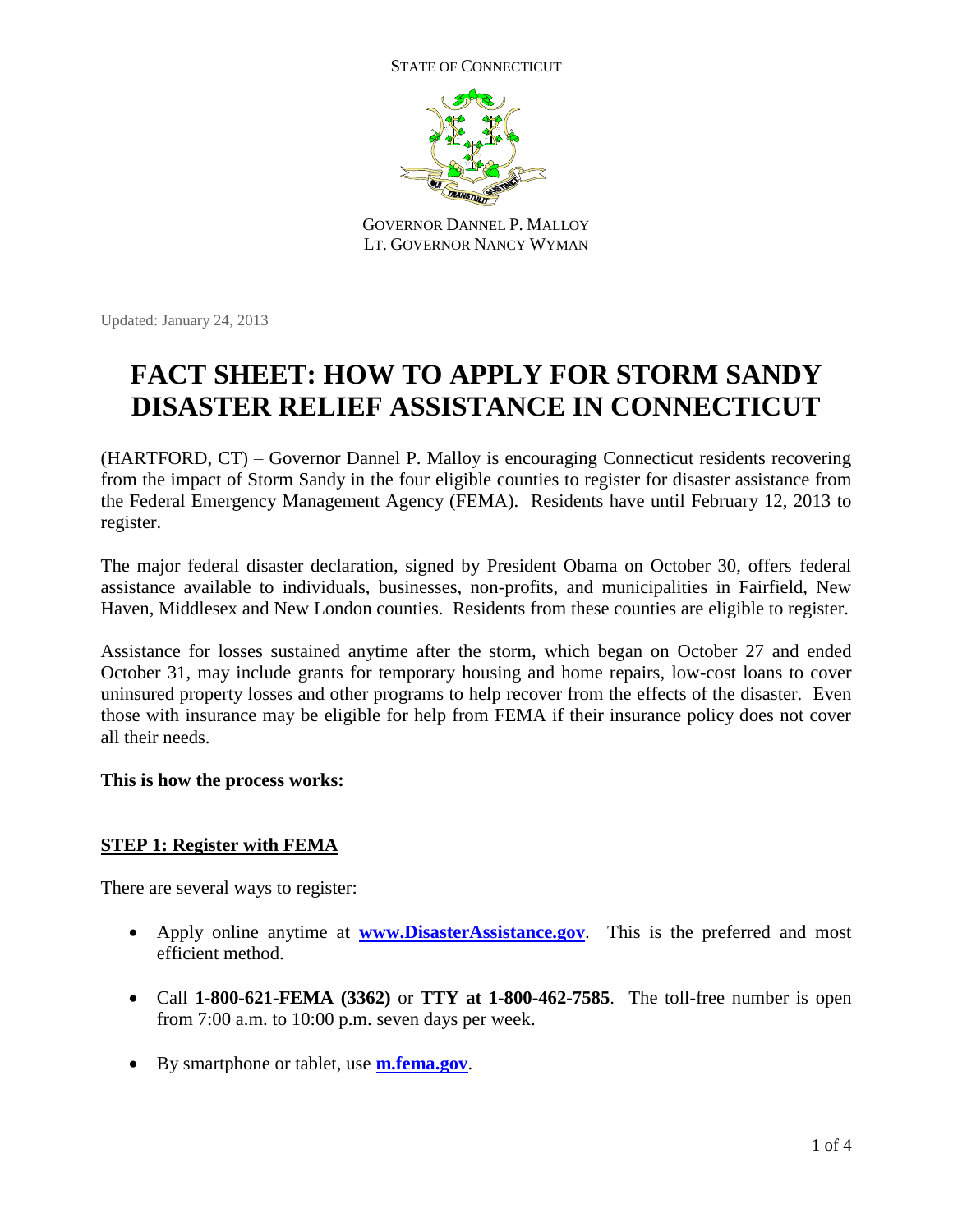STATE OF CONNECTICUT

GOVERNOR DANNEL P. MALLOY
LT. GOVERNOR NANCY WYMAN

Updated: January 24, 2013

# FACT SHEET: HOW TO APPLY FOR STORM SANDY DISASTER RELIEF ASSISTANCE IN CONNECTICUT

(HARTFORD, CT) – Governor Dannel P. Malloy is encouraging Connecticut residents recovering from the impact of Storm Sandy in the four eligible counties to register for disaster assistance from the Federal Emergency Management Agency (FEMA). Residents have until February 12, 2013 to register.

The major federal disaster declaration, signed by President Obama on October 30, offers federal assistance available to individuals, businesses, non-profits, and municipalities in Fairfield, New Haven, Middlesex and New London counties. Residents from these counties are eligible to register.

Assistance for losses sustained anytime after the storm, which began on October 27 and ended October 31, may include grants for temporary housing and home repairs, low-cost loans to cover uninsured property losses and other programs to help recover from the effects of the disaster. Even those with insurance may be eligible for help from FEMA if their insurance policy does not cover all their needs.

**This is how the process works:**

## STEP 1: Register with FEMA

There are several ways to register:

- Apply online anytime at **www.DisasterAssistance.gov**. This is the preferred and most efficient method.
- Call **1-800-621-FEMA (3362)** or **TTY at 1-800-462-7585**. The toll-free number is open from 7:00 a.m. to 10:00 p.m. seven days per week.
- By smartphone or tablet, use **m.fema.gov**.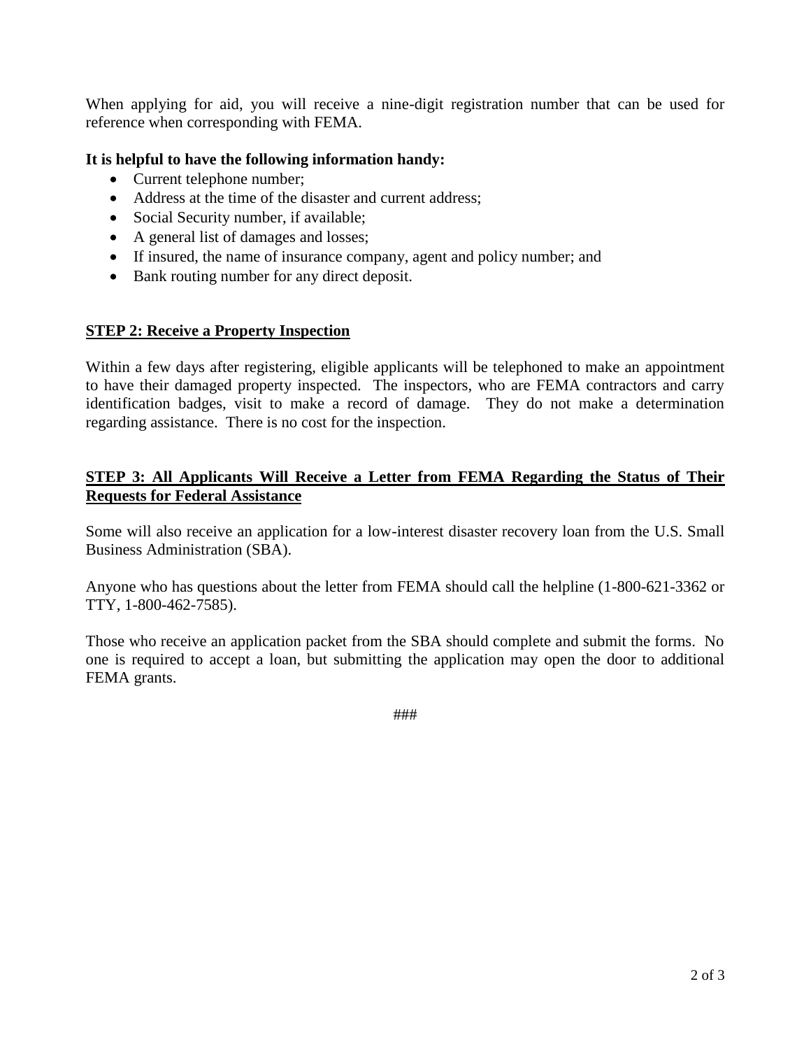When applying for aid, you will receive a nine-digit registration number that can be used for reference when corresponding with FEMA.

**It is helpful to have the following information handy:**

- Current telephone number;
- Address at the time of the disaster and current address;
- Social Security number, if available;
- A general list of damages and losses;
- If insured, the name of insurance company, agent and policy number; and
- Bank routing number for any direct deposit.

## STEP 2: Receive a Property Inspection

Within a few days after registering, eligible applicants will be telephoned to make an appointment to have their damaged property inspected. The inspectors, who are FEMA contractors and carry identification badges, visit to make a record of damage. They do not make a determination regarding assistance. There is no cost for the inspection.

## STEP 3: All Applicants Will Receive a Letter from FEMA Regarding the Status of Their Requests for Federal Assistance

Some will also receive an application for a low-interest disaster recovery loan from the U.S. Small Business Administration (SBA).

Anyone who has questions about the letter from FEMA should call the helpline (1-800-621-3362 or TTY, 1-800-462-7585).

Those who receive an application packet from the SBA should complete and submit the forms. No one is required to accept a loan, but submitting the application may open the door to additional FEMA grants.

###